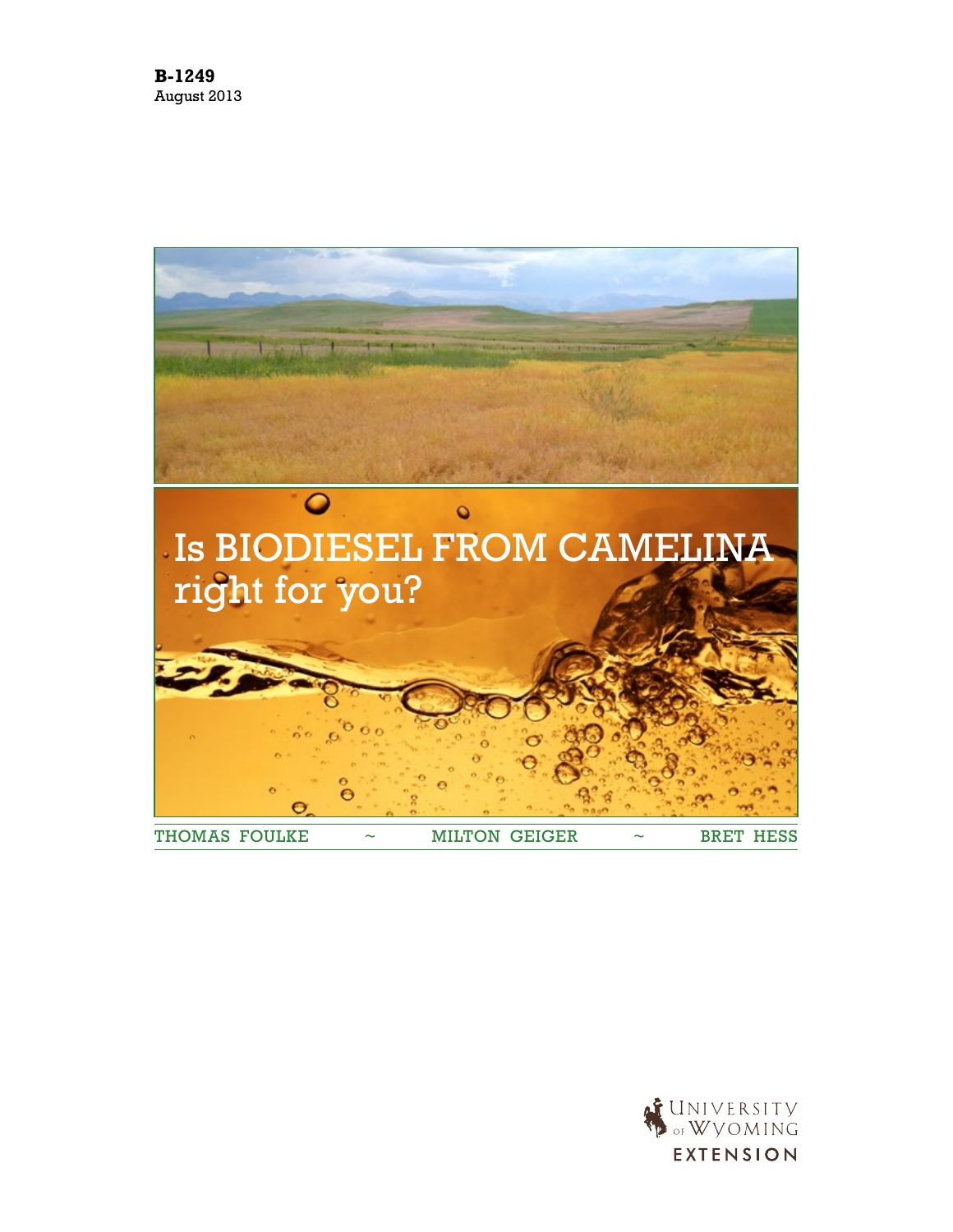**B-1249**
August 2013

# Is BIODIESEL FROM CAMELINA right for you?

THOMAS FOULKE ~ MILTON GEIGER ~ BRET HESS

UNIVERSITY of WYOMING EXTENSION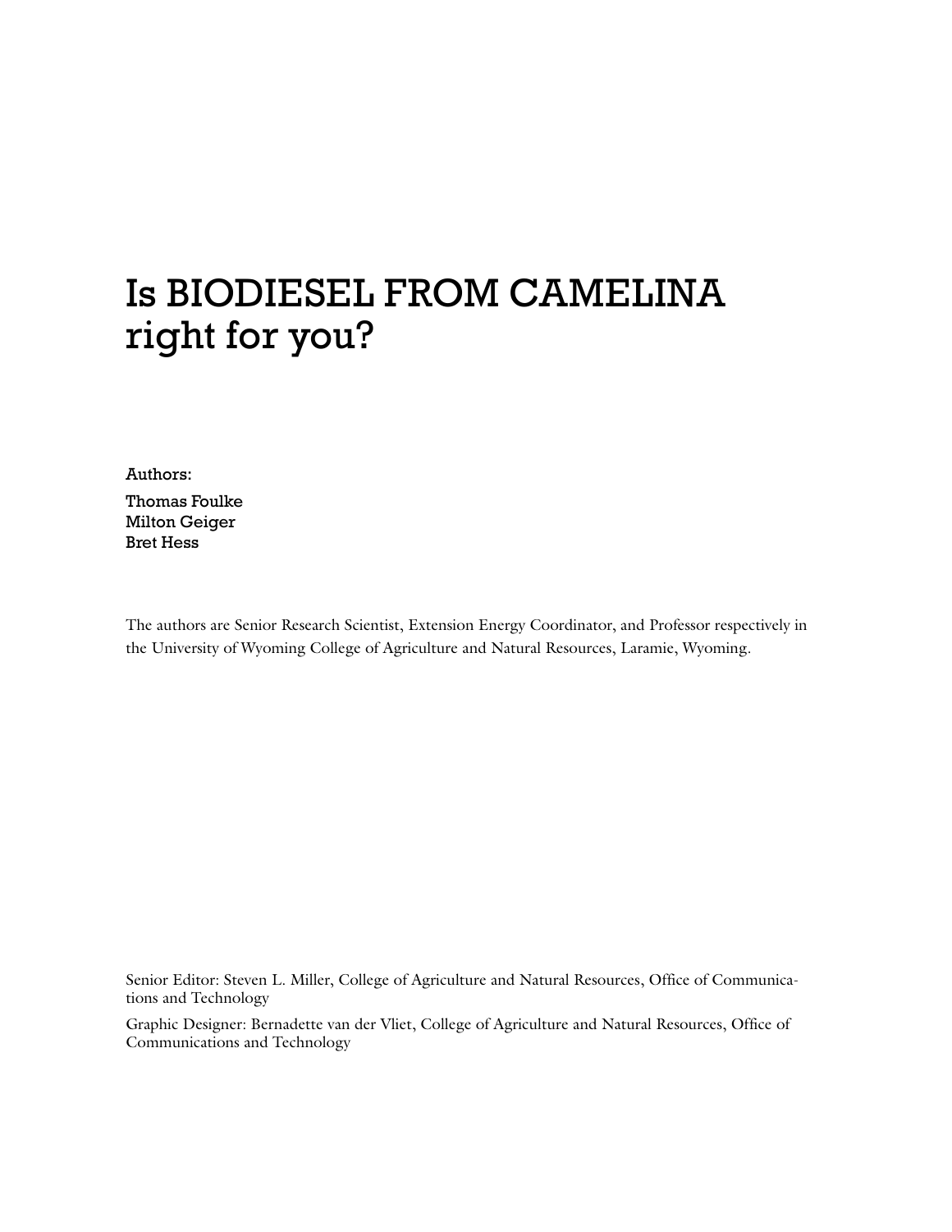# Is BIODIESEL FROM CAMELINA right for you?

Authors:

Thomas Foulke
Milton Geiger
Bret Hess

The authors are Senior Research Scientist, Extension Energy Coordinator, and Professor respectively in the University of Wyoming College of Agriculture and Natural Resources, Laramie, Wyoming.

Senior Editor: Steven L. Miller, College of Agriculture and Natural Resources, Office of Communications and Technology

Graphic Designer: Bernadette van der Vliet, College of Agriculture and Natural Resources, Office of Communications and Technology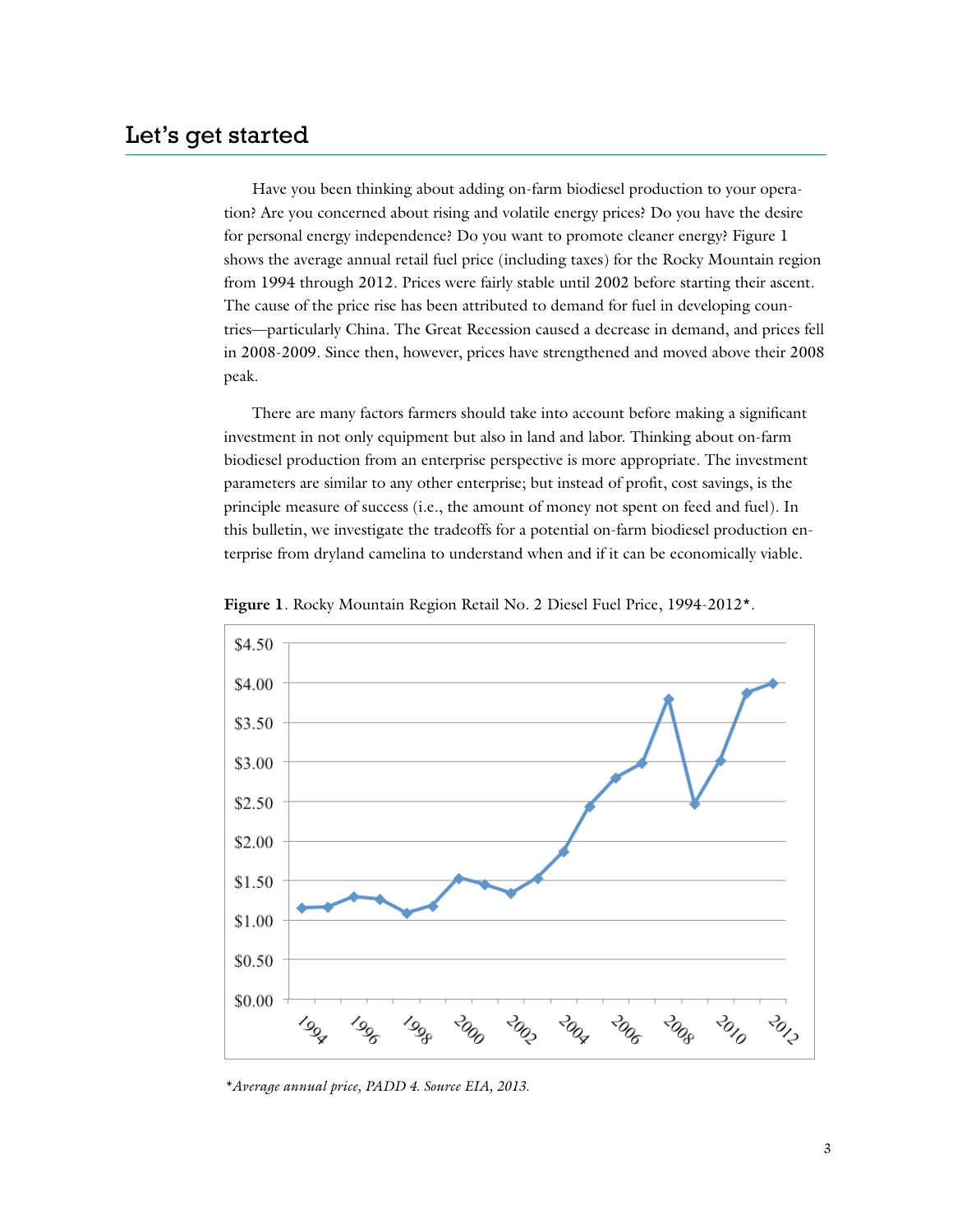## Let's get started

Have you been thinking about adding on-farm biodiesel production to your operation? Are you concerned about rising and volatile energy prices? Do you have the desire for personal energy independence? Do you want to promote cleaner energy? Figure 1 shows the average annual retail fuel price (including taxes) for the Rocky Mountain region from 1994 through 2012. Prices were fairly stable until 2002 before starting their ascent. The cause of the price rise has been attributed to demand for fuel in developing countries—particularly China. The Great Recession caused a decrease in demand, and prices fell in 2008-2009. Since then, however, prices have strengthened and moved above their 2008 peak.

There are many factors farmers should take into account before making a significant investment in not only equipment but also in land and labor. Thinking about on-farm biodiesel production from an enterprise perspective is more appropriate. The investment parameters are similar to any other enterprise; but instead of profit, cost savings, is the principle measure of success (i.e., the amount of money not spent on feed and fuel). In this bulletin, we investigate the tradeoffs for a potential on-farm biodiesel production enterprise from dryland camelina to understand when and if it can be economically viable.

**Figure 1**. Rocky Mountain Region Retail No. 2 Diesel Fuel Price, 1994-2012*.

*\*Average annual price, PADD 4. Source EIA, 2013.*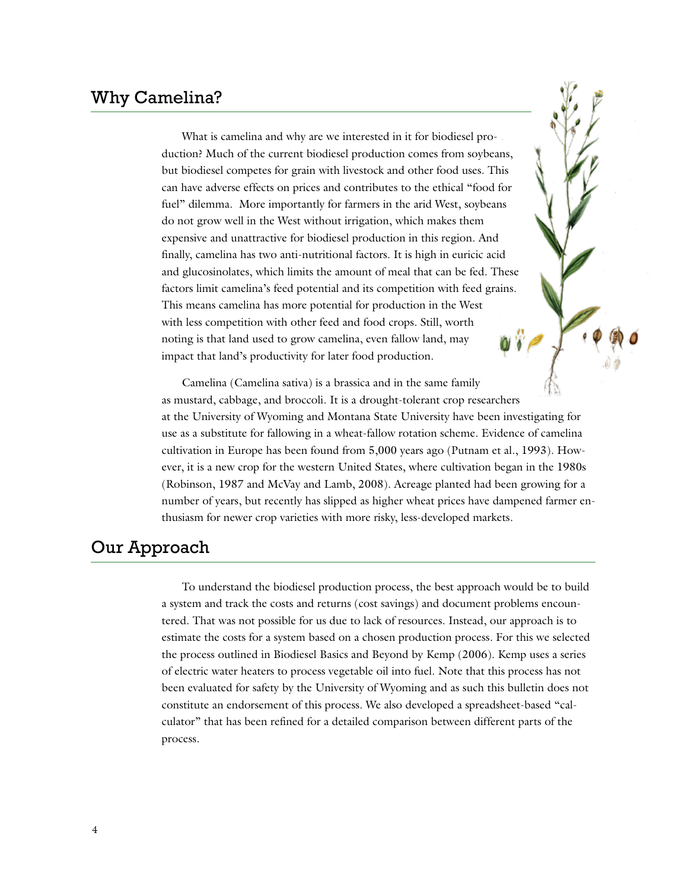## Why Camelina?

What is camelina and why are we interested in it for biodiesel production? Much of the current biodiesel production comes from soybeans, but biodiesel competes for grain with livestock and other food uses. This can have adverse effects on prices and contributes to the ethical "food for fuel" dilemma. More importantly for farmers in the arid West, soybeans do not grow well in the West without irrigation, which makes them expensive and unattractive for biodiesel production in this region. And finally, camelina has two anti-nutritional factors. It is high in euricic acid and glucosinolates, which limits the amount of meal that can be fed. These factors limit camelina's feed potential and its competition with feed grains. This means camelina has more potential for production in the West with less competition with other feed and food crops. Still, worth noting is that land used to grow camelina, even fallow land, may impact that land's productivity for later food production.

Camelina (Camelina sativa) is a brassica and in the same family as mustard, cabbage, and broccoli. It is a drought-tolerant crop researchers at the University of Wyoming and Montana State University have been investigating for use as a substitute for fallowing in a wheat-fallow rotation scheme. Evidence of camelina cultivation in Europe has been found from 5,000 years ago (Putnam et al., 1993). However, it is a new crop for the western United States, where cultivation began in the 1980s (Robinson, 1987 and McVay and Lamb, 2008). Acreage planted had been growing for a number of years, but recently has slipped as higher wheat prices have dampened farmer enthusiasm for newer crop varieties with more risky, less-developed markets.

## Our Approach

To understand the biodiesel production process, the best approach would be to build a system and track the costs and returns (cost savings) and document problems encountered. That was not possible for us due to lack of resources. Instead, our approach is to estimate the costs for a system based on a chosen production process. For this we selected the process outlined in Biodiesel Basics and Beyond by Kemp (2006). Kemp uses a series of electric water heaters to process vegetable oil into fuel. Note that this process has not been evaluated for safety by the University of Wyoming and as such this bulletin does not constitute an endorsement of this process. We also developed a spreadsheet-based "calculator" that has been refined for a detailed comparison between different parts of the process.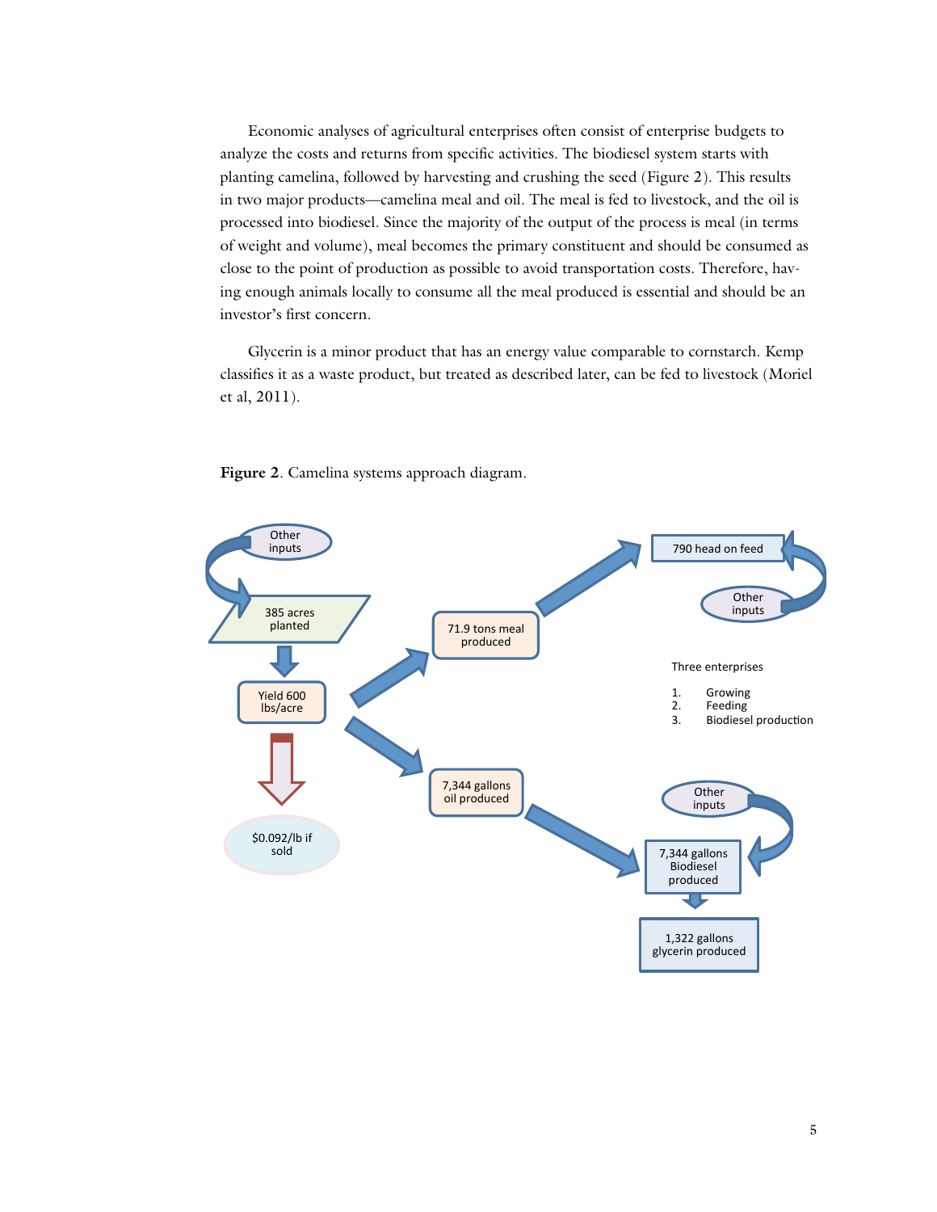Economic analyses of agricultural enterprises often consist of enterprise budgets to analyze the costs and returns from specific activities. The biodiesel system starts with planting camelina, followed by harvesting and crushing the seed (Figure 2). This results in two major products—camelina meal and oil. The meal is fed to livestock, and the oil is processed into biodiesel. Since the majority of the output of the process is meal (in terms of weight and volume), meal becomes the primary constituent and should be consumed as close to the point of production as possible to avoid transportation costs. Therefore, having enough animals locally to consume all the meal produced is essential and should be an investor's first concern.

Glycerin is a minor product that has an energy value comparable to cornstarch. Kemp classifies it as a waste product, but treated as described later, can be fed to livestock (Moriel et al, 2011).

**Figure 2**. Camelina systems approach diagram.

Other inputs → 385 acres planted → Yield 600 lbs/acre → $0.092/lb if sold

Yield 600 lbs/acre → 71.9 tons meal produced → 790 head on feed (← Other inputs)

Yield 600 lbs/acre → 7,344 gallons oil produced → 7,344 gallons Biodiesel produced (← Other inputs) → 1,322 gallons glycerin produced

Three enterprises

1. Growing
2. Feeding
3. Biodiesel production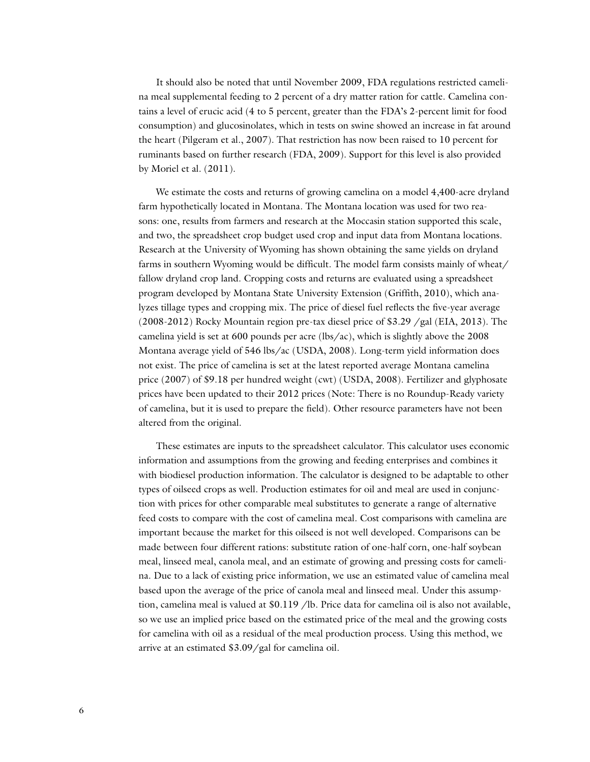It should also be noted that until November 2009, FDA regulations restricted camelina meal supplemental feeding to 2 percent of a dry matter ration for cattle. Camelina contains a level of erucic acid (4 to 5 percent, greater than the FDA's 2-percent limit for food consumption) and glucosinolates, which in tests on swine showed an increase in fat around the heart (Pilgeram et al., 2007). That restriction has now been raised to 10 percent for ruminants based on further research (FDA, 2009). Support for this level is also provided by Moriel et al. (2011).

We estimate the costs and returns of growing camelina on a model 4,400-acre dryland farm hypothetically located in Montana. The Montana location was used for two reasons: one, results from farmers and research at the Moccasin station supported this scale, and two, the spreadsheet crop budget used crop and input data from Montana locations. Research at the University of Wyoming has shown obtaining the same yields on dryland farms in southern Wyoming would be difficult. The model farm consists mainly of wheat/fallow dryland crop land. Cropping costs and returns are evaluated using a spreadsheet program developed by Montana State University Extension (Griffith, 2010), which analyzes tillage types and cropping mix. The price of diesel fuel reflects the five-year average (2008-2012) Rocky Mountain region pre-tax diesel price of $3.29 /gal (EIA, 2013). The camelina yield is set at 600 pounds per acre (lbs/ac), which is slightly above the 2008 Montana average yield of 546 lbs/ac (USDA, 2008). Long-term yield information does not exist. The price of camelina is set at the latest reported average Montana camelina price (2007) of $9.18 per hundred weight (cwt) (USDA, 2008). Fertilizer and glyphosate prices have been updated to their 2012 prices (Note: There is no Roundup-Ready variety of camelina, but it is used to prepare the field). Other resource parameters have not been altered from the original.

These estimates are inputs to the spreadsheet calculator. This calculator uses economic information and assumptions from the growing and feeding enterprises and combines it with biodiesel production information. The calculator is designed to be adaptable to other types of oilseed crops as well. Production estimates for oil and meal are used in conjunction with prices for other comparable meal substitutes to generate a range of alternative feed costs to compare with the cost of camelina meal. Cost comparisons with camelina are important because the market for this oilseed is not well developed. Comparisons can be made between four different rations: substitute ration of one-half corn, one-half soybean meal, linseed meal, canola meal, and an estimate of growing and pressing costs for camelina. Due to a lack of existing price information, we use an estimated value of camelina meal based upon the average of the price of canola meal and linseed meal. Under this assumption, camelina meal is valued at $0.119 /lb. Price data for camelina oil is also not available, so we use an implied price based on the estimated price of the meal and the growing costs for camelina with oil as a residual of the meal production process. Using this method, we arrive at an estimated $3.09/gal for camelina oil.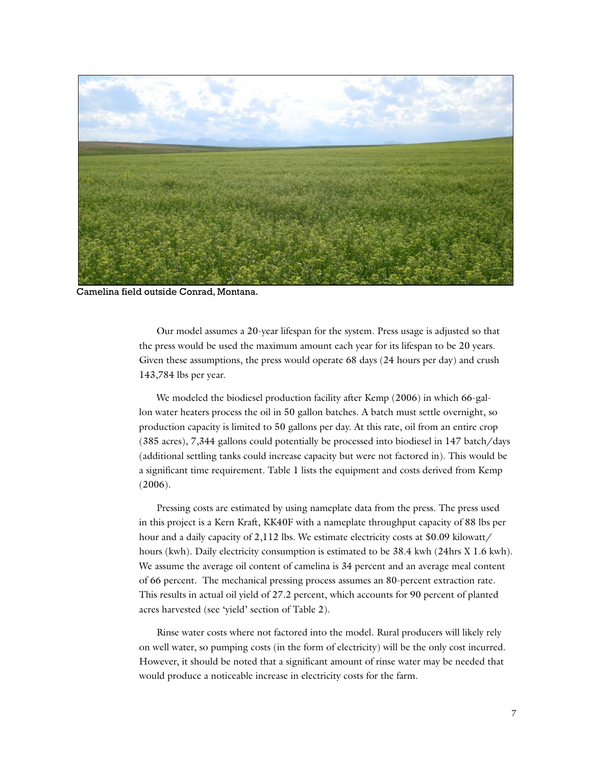Camelina field outside Conrad, Montana.

Our model assumes a 20-year lifespan for the system. Press usage is adjusted so that the press would be used the maximum amount each year for its lifespan to be 20 years. Given these assumptions, the press would operate 68 days (24 hours per day) and crush 143,784 lbs per year.

We modeled the biodiesel production facility after Kemp (2006) in which 66-gallon water heaters process the oil in 50 gallon batches. A batch must settle overnight, so production capacity is limited to 50 gallons per day. At this rate, oil from an entire crop (385 acres), 7,344 gallons could potentially be processed into biodiesel in 147 batch/days (additional settling tanks could increase capacity but were not factored in). This would be a significant time requirement. Table 1 lists the equipment and costs derived from Kemp (2006).

Pressing costs are estimated by using nameplate data from the press. The press used in this project is a Kern Kraft, KK40F with a nameplate throughput capacity of 88 lbs per hour and a daily capacity of 2,112 lbs. We estimate electricity costs at $0.09 kilowatt/hours (kwh). Daily electricity consumption is estimated to be 38.4 kwh (24hrs X 1.6 kwh). We assume the average oil content of camelina is 34 percent and an average meal content of 66 percent. The mechanical pressing process assumes an 80-percent extraction rate. This results in actual oil yield of 27.2 percent, which accounts for 90 percent of planted acres harvested (see 'yield' section of Table 2).

Rinse water costs where not factored into the model. Rural producers will likely rely on well water, so pumping costs (in the form of electricity) will be the only cost incurred. However, it should be noted that a significant amount of rinse water may be needed that would produce a noticeable increase in electricity costs for the farm.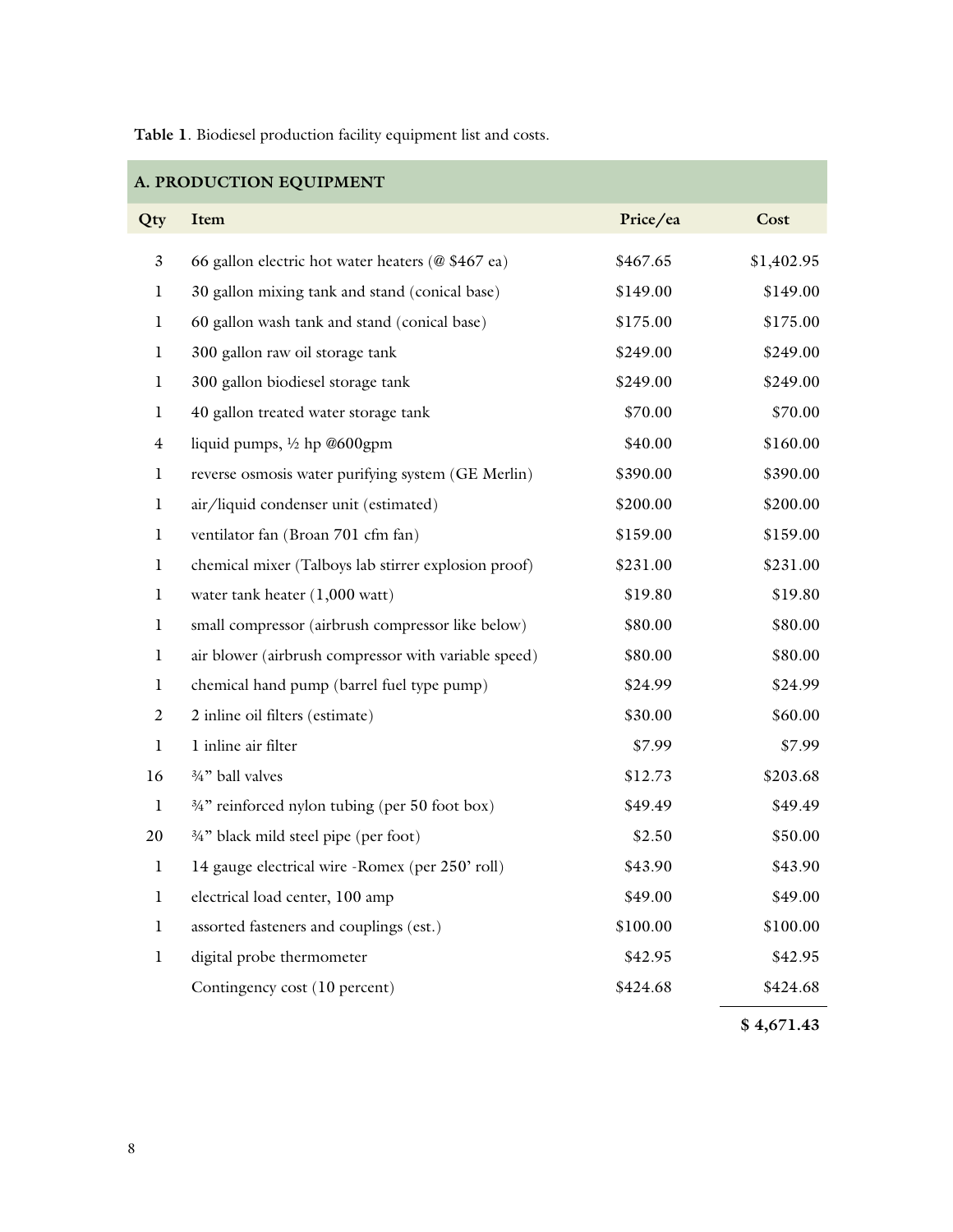**Table 1**. Biodiesel production facility equipment list and costs.

| A. PRODUCTION EQUIPMENT | | | |
|---|---|---|---|
| **Qty** | **Item** | **Price/ea** | **Cost** |
| 3 | 66 gallon electric hot water heaters (@ $467 ea) | $467.65 | $1,402.95 |
| 1 | 30 gallon mixing tank and stand (conical base) | $149.00 | $149.00 |
| 1 | 60 gallon wash tank and stand (conical base) | $175.00 | $175.00 |
| 1 | 300 gallon raw oil storage tank | $249.00 | $249.00 |
| 1 | 300 gallon biodiesel storage tank | $249.00 | $249.00 |
| 1 | 40 gallon treated water storage tank | $70.00 | $70.00 |
| 4 | liquid pumps, ½ hp @600gpm | $40.00 | $160.00 |
| 1 | reverse osmosis water purifying system (GE Merlin) | $390.00 | $390.00 |
| 1 | air/liquid condenser unit (estimated) | $200.00 | $200.00 |
| 1 | ventilator fan (Broan 701 cfm fan) | $159.00 | $159.00 |
| 1 | chemical mixer (Talboys lab stirrer explosion proof) | $231.00 | $231.00 |
| 1 | water tank heater (1,000 watt) | $19.80 | $19.80 |
| 1 | small compressor (airbrush compressor like below) | $80.00 | $80.00 |
| 1 | air blower (airbrush compressor with variable speed) | $80.00 | $80.00 |
| 1 | chemical hand pump (barrel fuel type pump) | $24.99 | $24.99 |
| 2 | 2 inline oil filters (estimate) | $30.00 | $60.00 |
| 1 | 1 inline air filter | $7.99 | $7.99 |
| 16 | ¾" ball valves | $12.73 | $203.68 |
| 1 | ¾" reinforced nylon tubing (per 50 foot box) | $49.49 | $49.49 |
| 20 | ¾" black mild steel pipe (per foot) | $2.50 | $50.00 |
| 1 | 14 gauge electrical wire -Romex (per 250' roll) | $43.90 | $43.90 |
| 1 | electrical load center, 100 amp | $49.00 | $49.00 |
| 1 | assorted fasteners and couplings (est.) | $100.00 | $100.00 |
| 1 | digital probe thermometer | $42.95 | $42.95 |
| | Contingency cost (10 percent) | $424.68 | $424.68 |
| | | | **$ 4,671.43** |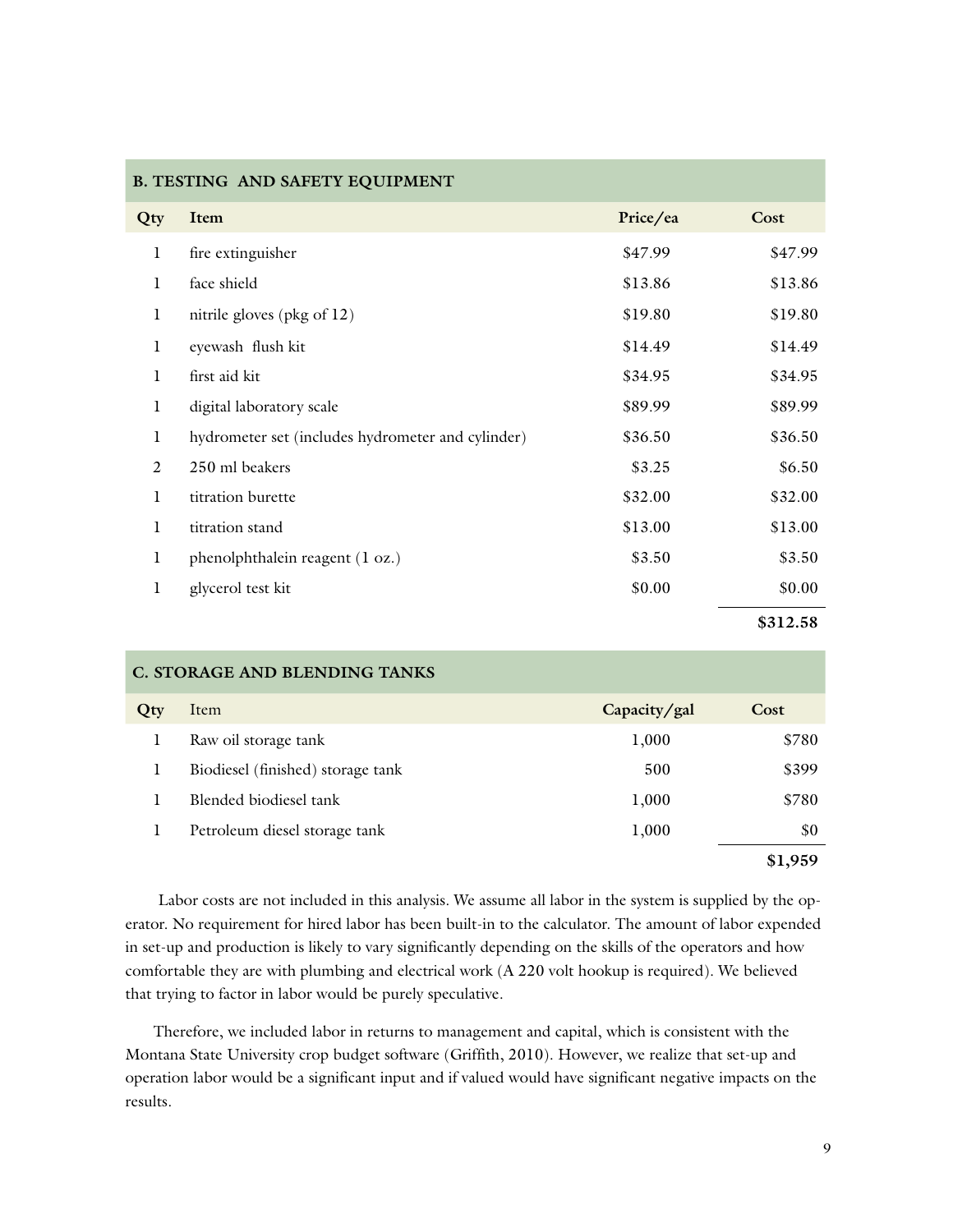| B. TESTING AND SAFETY EQUIPMENT | | | |
|---|---|---|---|
| **Qty** | **Item** | **Price/ea** | **Cost** |
| 1 | fire extinguisher | $47.99 | $47.99 |
| 1 | face shield | $13.86 | $13.86 |
| 1 | nitrile gloves (pkg of 12) | $19.80 | $19.80 |
| 1 | eyewash flush kit | $14.49 | $14.49 |
| 1 | first aid kit | $34.95 | $34.95 |
| 1 | digital laboratory scale | $89.99 | $89.99 |
| 1 | hydrometer set (includes hydrometer and cylinder) | $36.50 | $36.50 |
| 2 | 250 ml beakers | $3.25 | $6.50 |
| 1 | titration burette | $32.00 | $32.00 |
| 1 | titration stand | $13.00 | $13.00 |
| 1 | phenolphthalein reagent (1 oz.) | $3.50 | $3.50 |
| 1 | glycerol test kit | $0.00 | $0.00 |
| | | | **$312.58** |

| C. STORAGE AND BLENDING TANKS | | | |
|---|---|---|---|
| **Qty** | Item | **Capacity/gal** | **Cost** |
| 1 | Raw oil storage tank | 1,000 | $780 |
| 1 | Biodiesel (finished) storage tank | 500 | $399 |
| 1 | Blended biodiesel tank | 1,000 | $780 |
| 1 | Petroleum diesel storage tank | 1,000 | $0 |
| | | | **$1,959** |

Labor costs are not included in this analysis. We assume all labor in the system is supplied by the operator. No requirement for hired labor has been built-in to the calculator. The amount of labor expended in set-up and production is likely to vary significantly depending on the skills of the operators and how comfortable they are with plumbing and electrical work (A 220 volt hookup is required). We believed that trying to factor in labor would be purely speculative.

Therefore, we included labor in returns to management and capital, which is consistent with the Montana State University crop budget software (Griffith, 2010). However, we realize that set-up and operation labor would be a significant input and if valued would have significant negative impacts on the results.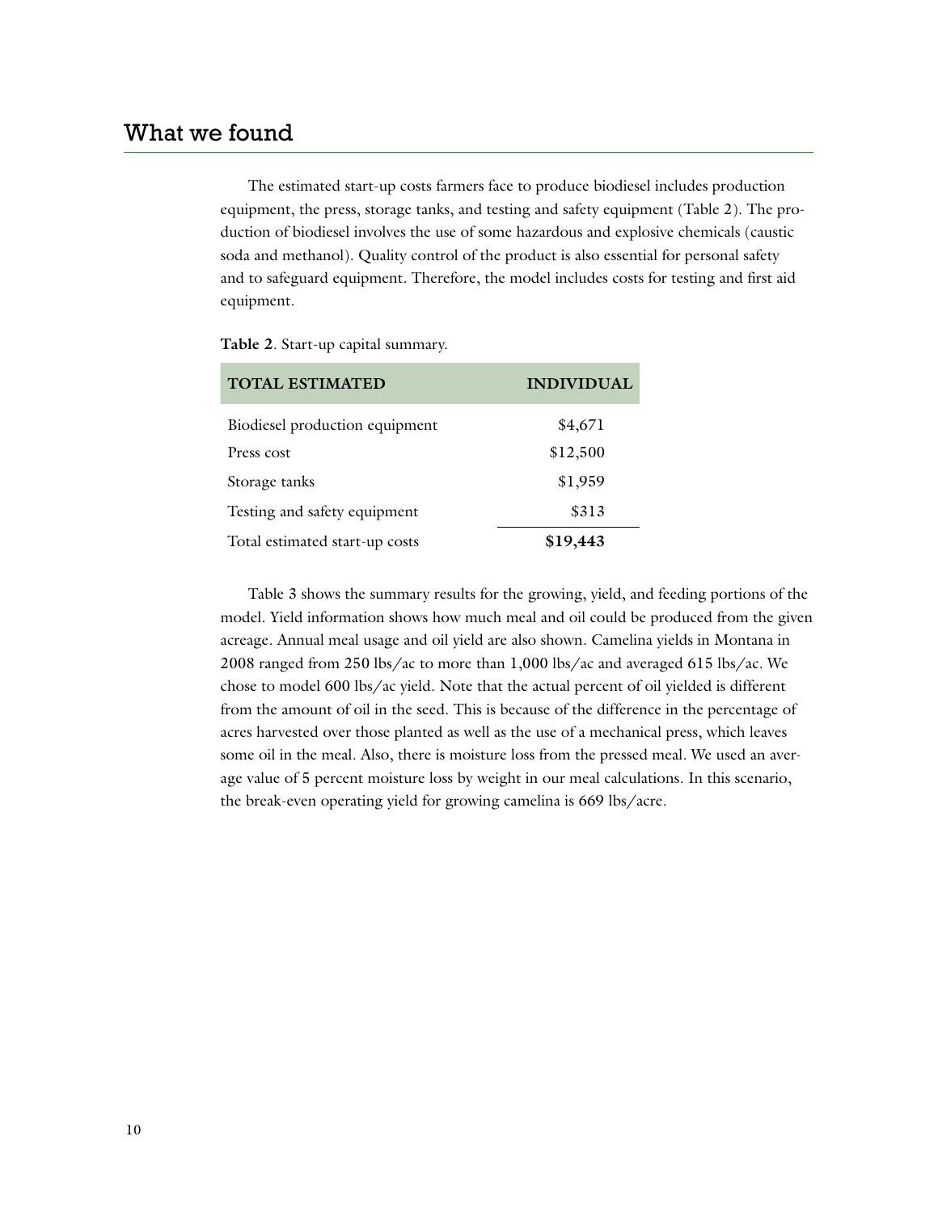## What we found

The estimated start-up costs farmers face to produce biodiesel includes production equipment, the press, storage tanks, and testing and safety equipment (Table 2). The production of biodiesel involves the use of some hazardous and explosive chemicals (caustic soda and methanol). Quality control of the product is also essential for personal safety and to safeguard equipment. Therefore, the model includes costs for testing and first aid equipment.

**Table 2**. Start-up capital summary.

| TOTAL ESTIMATED | INDIVIDUAL |
|---|---|
| Biodiesel production equipment | $4,671 |
| Press cost | $12,500 |
| Storage tanks | $1,959 |
| Testing and safety equipment | $313 |
| Total estimated start-up costs | **$19,443** |

Table 3 shows the summary results for the growing, yield, and feeding portions of the model. Yield information shows how much meal and oil could be produced from the given acreage. Annual meal usage and oil yield are also shown. Camelina yields in Montana in 2008 ranged from 250 lbs/ac to more than 1,000 lbs/ac and averaged 615 lbs/ac. We chose to model 600 lbs/ac yield. Note that the actual percent of oil yielded is different from the amount of oil in the seed. This is because of the difference in the percentage of acres harvested over those planted as well as the use of a mechanical press, which leaves some oil in the meal. Also, there is moisture loss from the pressed meal. We used an average value of 5 percent moisture loss by weight in our meal calculations. In this scenario, the break-even operating yield for growing camelina is 669 lbs/acre.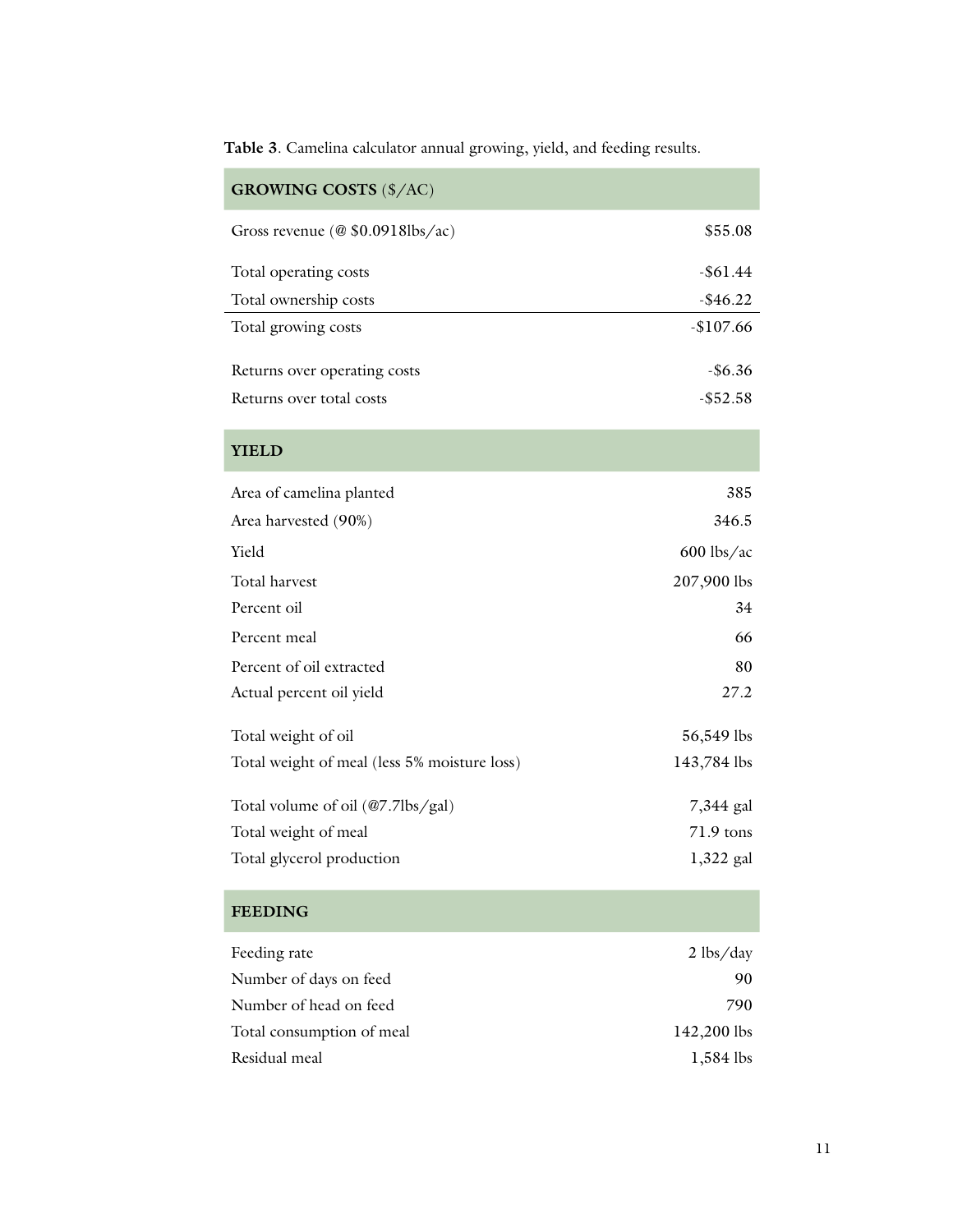**Table 3**. Camelina calculator annual growing, yield, and feeding results.

| **GROWING COSTS** ($/AC) | |
|---|---|
| Gross revenue (@ $0.0918lbs/ac) | $55.08 |
| Total operating costs | -$61.44 |
| Total ownership costs | -$46.22 |
| Total growing costs | -$107.66 |
| Returns over operating costs | -$6.36 |
| Returns over total costs | -$52.58 |
| **YIELD** | |
| Area of camelina planted | 385 |
| Area harvested (90%) | 346.5 |
| Yield | 600 lbs/ac |
| Total harvest | 207,900 lbs |
| Percent oil | 34 |
| Percent meal | 66 |
| Percent of oil extracted | 80 |
| Actual percent oil yield | 27.2 |
| Total weight of oil | 56,549 lbs |
| Total weight of meal (less 5% moisture loss) | 143,784 lbs |
| Total volume of oil (@7.7lbs/gal) | 7,344 gal |
| Total weight of meal | 71.9 tons |
| Total glycerol production | 1,322 gal |
| **FEEDING** | |
| Feeding rate | 2 lbs/day |
| Number of days on feed | 90 |
| Number of head on feed | 790 |
| Total consumption of meal | 142,200 lbs |
| Residual meal | 1,584 lbs |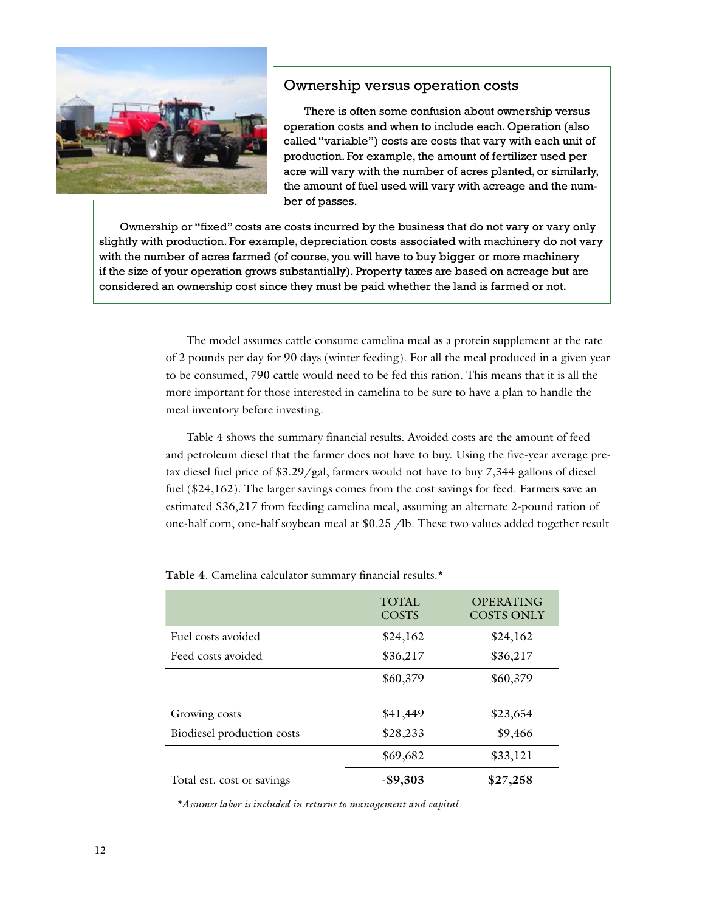### Ownership versus operation costs

There is often some confusion about ownership versus operation costs and when to include each. Operation (also called "variable") costs are costs that vary with each unit of production. For example, the amount of fertilizer used per acre will vary with the number of acres planted, or similarly, the amount of fuel used will vary with acreage and the number of passes.

Ownership or "fixed" costs are costs incurred by the business that do not vary or vary only slightly with production. For example, depreciation costs associated with machinery do not vary with the number of acres farmed (of course, you will have to buy bigger or more machinery if the size of your operation grows substantially). Property taxes are based on acreage but are considered an ownership cost since they must be paid whether the land is farmed or not.

The model assumes cattle consume camelina meal as a protein supplement at the rate of 2 pounds per day for 90 days (winter feeding). For all the meal produced in a given year to be consumed, 790 cattle would need to be fed this ration. This means that it is all the more important for those interested in camelina to be sure to have a plan to handle the meal inventory before investing.

Table 4 shows the summary financial results. Avoided costs are the amount of feed and petroleum diesel that the farmer does not have to buy. Using the five-year average pre-tax diesel fuel price of $3.29/gal, farmers would not have to buy 7,344 gallons of diesel fuel ($24,162). The larger savings comes from the cost savings for feed. Farmers save an estimated $36,217 from feeding camelina meal, assuming an alternate 2-pound ration of one-half corn, one-half soybean meal at $0.25 /lb. These two values added together result

**Table 4**. Camelina calculator summary financial results.*

| | TOTAL COSTS | OPERATING COSTS ONLY |
|---|---|---|
| Fuel costs avoided | $24,162 | $24,162 |
| Feed costs avoided | $36,217 | $36,217 |
| | $60,379 | $60,379 |
| Growing costs | $41,449 | $23,654 |
| Biodiesel production costs | $28,233 | $9,466 |
| | $69,682 | $33,121 |
| Total est. cost or savings | **-$9,303** | **$27,258** |

*\*Assumes labor is included in returns to management and capital*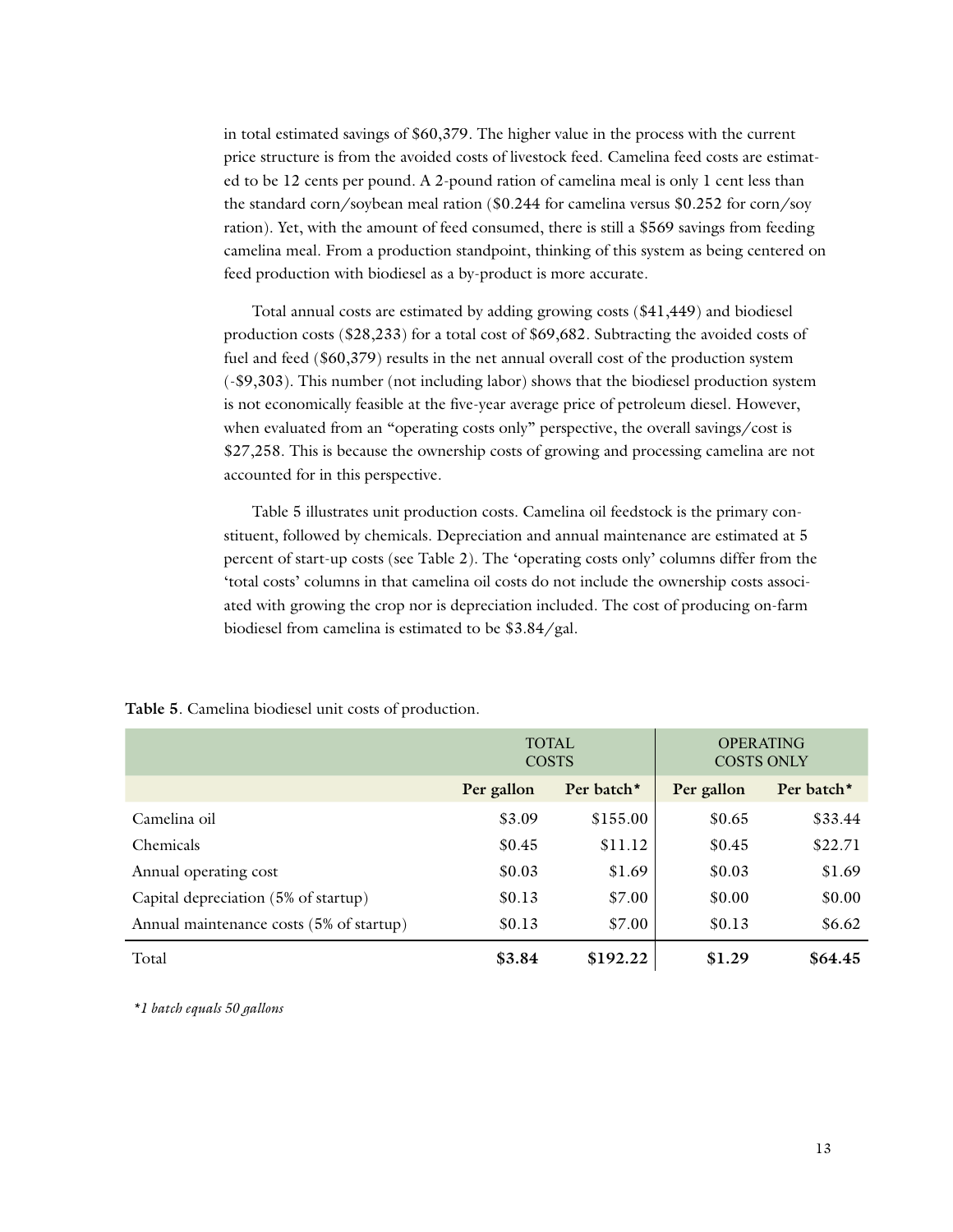in total estimated savings of $60,379. The higher value in the process with the current price structure is from the avoided costs of livestock feed. Camelina feed costs are estimated to be 12 cents per pound. A 2-pound ration of camelina meal is only 1 cent less than the standard corn/soybean meal ration ($0.244 for camelina versus $0.252 for corn/soy ration). Yet, with the amount of feed consumed, there is still a $569 savings from feeding camelina meal. From a production standpoint, thinking of this system as being centered on feed production with biodiesel as a by-product is more accurate.

Total annual costs are estimated by adding growing costs ($41,449) and biodiesel production costs ($28,233) for a total cost of $69,682. Subtracting the avoided costs of fuel and feed ($60,379) results in the net annual overall cost of the production system (-$9,303). This number (not including labor) shows that the biodiesel production system is not economically feasible at the five-year average price of petroleum diesel. However, when evaluated from an "operating costs only" perspective, the overall savings/cost is $27,258. This is because the ownership costs of growing and processing camelina are not accounted for in this perspective.

Table 5 illustrates unit production costs. Camelina oil feedstock is the primary constituent, followed by chemicals. Depreciation and annual maintenance are estimated at 5 percent of start-up costs (see Table 2). The 'operating costs only' columns differ from the 'total costs' columns in that camelina oil costs do not include the ownership costs associated with growing the crop nor is depreciation included. The cost of producing on-farm biodiesel from camelina is estimated to be $3.84/gal.

**Table 5**. Camelina biodiesel unit costs of production.

| | TOTAL COSTS | | OPERATING COSTS ONLY | |
|---|---|---|---|---|
| | **Per gallon** | **Per batch*** | **Per gallon** | **Per batch*** |
| Camelina oil | $3.09 | $155.00 | $0.65 | $33.44 |
| Chemicals | $0.45 | $11.12 | $0.45 | $22.71 |
| Annual operating cost | $0.03 | $1.69 | $0.03 | $1.69 |
| Capital depreciation (5% of startup) | $0.13 | $7.00 | $0.00 | $0.00 |
| Annual maintenance costs (5% of startup) | $0.13 | $7.00 | $0.13 | $6.62 |
| Total | **$3.84** | **$192.22** | **$1.29** | **$64.45** |

*\*1 batch equals 50 gallons*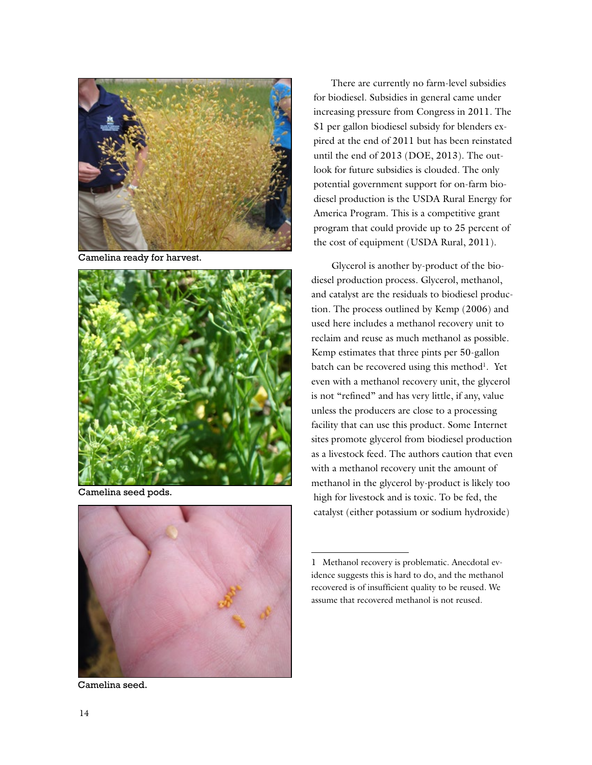Camelina ready for harvest.

Camelina seed pods.

Camelina seed.

There are currently no farm-level subsidies for biodiesel. Subsidies in general came under increasing pressure from Congress in 2011. The $1 per gallon biodiesel subsidy for blenders expired at the end of 2011 but has been reinstated until the end of 2013 (DOE, 2013). The outlook for future subsidies is clouded. The only potential government support for on-farm biodiesel production is the USDA Rural Energy for America Program. This is a competitive grant program that could provide up to 25 percent of the cost of equipment (USDA Rural, 2011).

Glycerol is another by-product of the biodiesel production process. Glycerol, methanol, and catalyst are the residuals to biodiesel production. The process outlined by Kemp (2006) and used here includes a methanol recovery unit to reclaim and reuse as much methanol as possible. Kemp estimates that three pints per 50-gallon batch can be recovered using this method[1]. Yet even with a methanol recovery unit, the glycerol is not "refined" and has very little, if any, value unless the producers are close to a processing facility that can use this product. Some Internet sites promote glycerol from biodiesel production as a livestock feed. The authors caution that even with a methanol recovery unit the amount of methanol in the glycerol by-product is likely too high for livestock and is toxic. To be fed, the catalyst (either potassium or sodium hydroxide)

---

1 Methanol recovery is problematic. Anecdotal evidence suggests this is hard to do, and the methanol recovered is of insufficient quality to be reused. We assume that recovered methanol is not reused.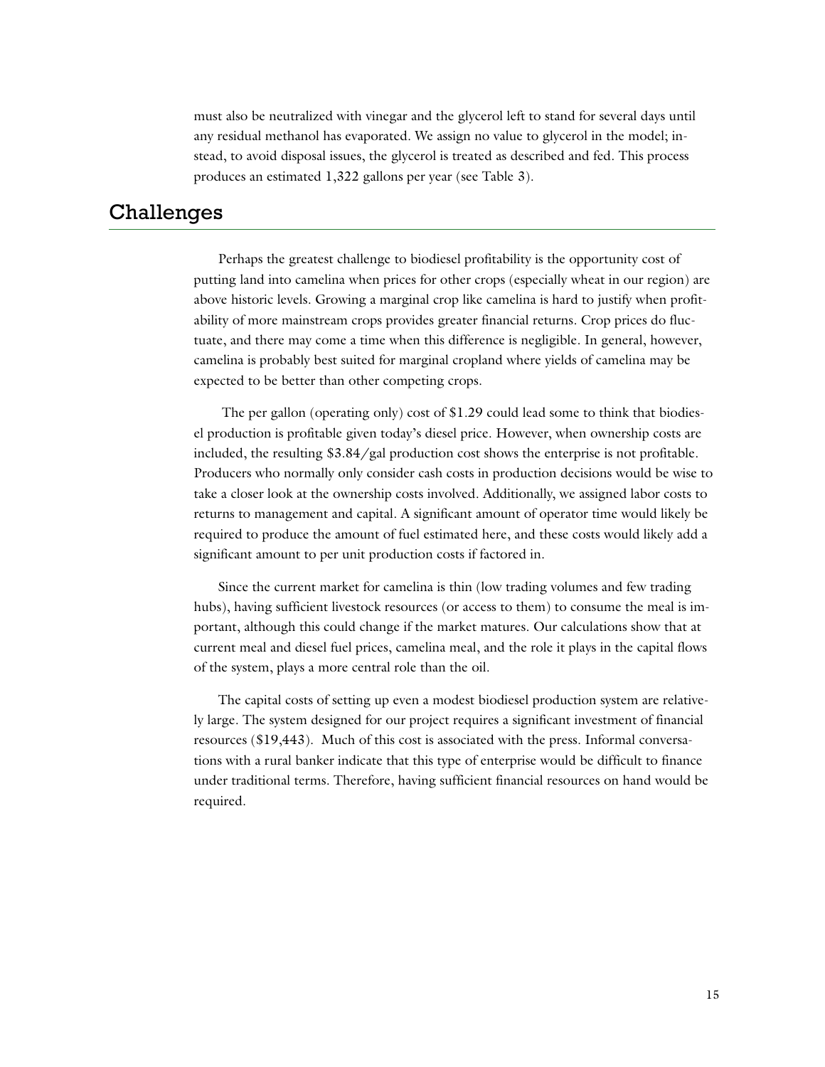must also be neutralized with vinegar and the glycerol left to stand for several days until any residual methanol has evaporated. We assign no value to glycerol in the model; instead, to avoid disposal issues, the glycerol is treated as described and fed. This process produces an estimated 1,322 gallons per year (see Table 3).

## Challenges

Perhaps the greatest challenge to biodiesel profitability is the opportunity cost of putting land into camelina when prices for other crops (especially wheat in our region) are above historic levels. Growing a marginal crop like camelina is hard to justify when profitability of more mainstream crops provides greater financial returns. Crop prices do fluctuate, and there may come a time when this difference is negligible. In general, however, camelina is probably best suited for marginal cropland where yields of camelina may be expected to be better than other competing crops.

The per gallon (operating only) cost of $1.29 could lead some to think that biodiesel production is profitable given today's diesel price. However, when ownership costs are included, the resulting $3.84/gal production cost shows the enterprise is not profitable. Producers who normally only consider cash costs in production decisions would be wise to take a closer look at the ownership costs involved. Additionally, we assigned labor costs to returns to management and capital. A significant amount of operator time would likely be required to produce the amount of fuel estimated here, and these costs would likely add a significant amount to per unit production costs if factored in.

Since the current market for camelina is thin (low trading volumes and few trading hubs), having sufficient livestock resources (or access to them) to consume the meal is important, although this could change if the market matures. Our calculations show that at current meal and diesel fuel prices, camelina meal, and the role it plays in the capital flows of the system, plays a more central role than the oil.

The capital costs of setting up even a modest biodiesel production system are relatively large. The system designed for our project requires a significant investment of financial resources ($19,443). Much of this cost is associated with the press. Informal conversations with a rural banker indicate that this type of enterprise would be difficult to finance under traditional terms. Therefore, having sufficient financial resources on hand would be required.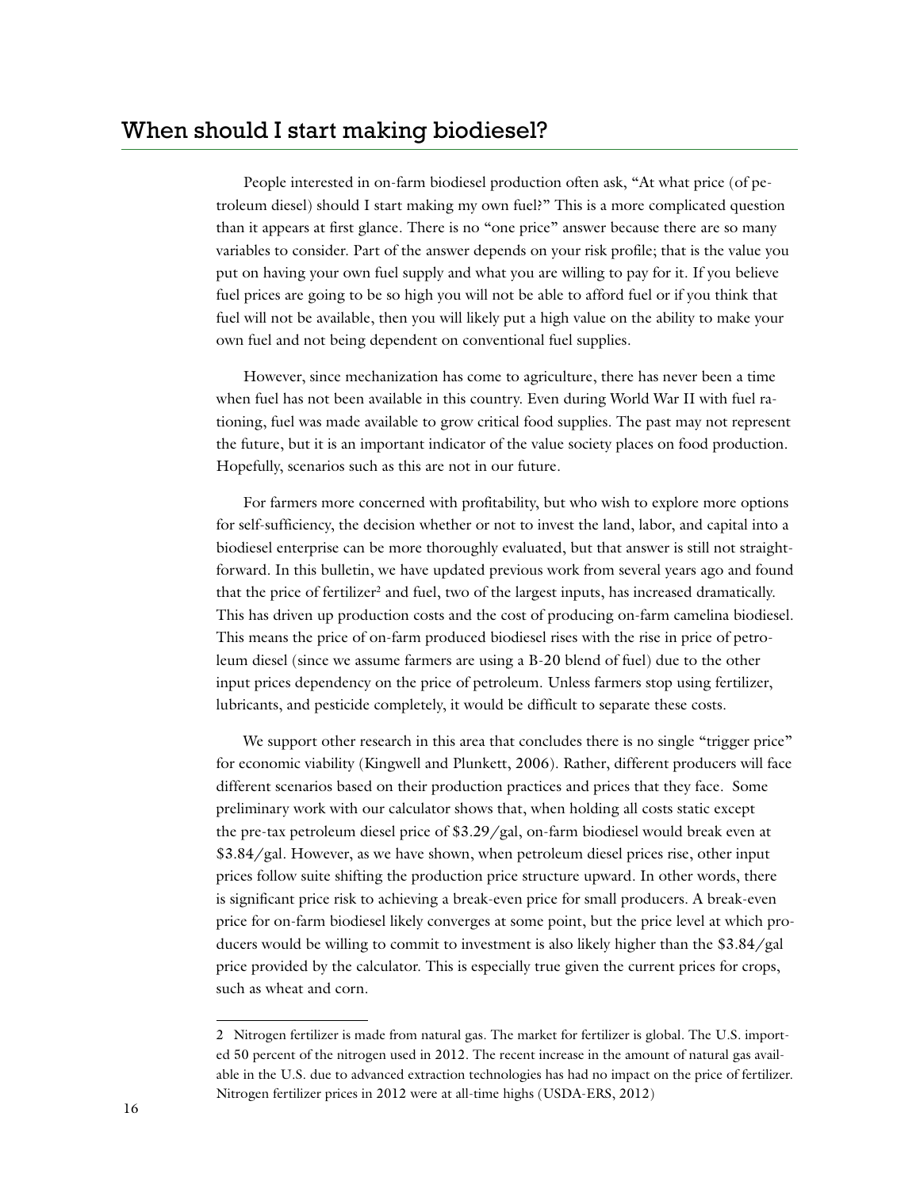## When should I start making biodiesel?

People interested in on-farm biodiesel production often ask, "At what price (of petroleum diesel) should I start making my own fuel?" This is a more complicated question than it appears at first glance. There is no "one price" answer because there are so many variables to consider. Part of the answer depends on your risk profile; that is the value you put on having your own fuel supply and what you are willing to pay for it. If you believe fuel prices are going to be so high you will not be able to afford fuel or if you think that fuel will not be available, then you will likely put a high value on the ability to make your own fuel and not being dependent on conventional fuel supplies.

However, since mechanization has come to agriculture, there has never been a time when fuel has not been available in this country. Even during World War II with fuel rationing, fuel was made available to grow critical food supplies. The past may not represent the future, but it is an important indicator of the value society places on food production. Hopefully, scenarios such as this are not in our future.

For farmers more concerned with profitability, but who wish to explore more options for self-sufficiency, the decision whether or not to invest the land, labor, and capital into a biodiesel enterprise can be more thoroughly evaluated, but that answer is still not straightforward. In this bulletin, we have updated previous work from several years ago and found that the price of fertilizer[2] and fuel, two of the largest inputs, has increased dramatically. This has driven up production costs and the cost of producing on-farm camelina biodiesel. This means the price of on-farm produced biodiesel rises with the rise in price of petroleum diesel (since we assume farmers are using a B-20 blend of fuel) due to the other input prices dependency on the price of petroleum. Unless farmers stop using fertilizer, lubricants, and pesticide completely, it would be difficult to separate these costs.

We support other research in this area that concludes there is no single "trigger price" for economic viability (Kingwell and Plunkett, 2006). Rather, different producers will face different scenarios based on their production practices and prices that they face. Some preliminary work with our calculator shows that, when holding all costs static except the pre-tax petroleum diesel price of $3.29/gal, on-farm biodiesel would break even at $3.84/gal. However, as we have shown, when petroleum diesel prices rise, other input prices follow suite shifting the production price structure upward. In other words, there is significant price risk to achieving a break-even price for small producers. A break-even price for on-farm biodiesel likely converges at some point, but the price level at which producers would be willing to commit to investment is also likely higher than the $3.84/gal price provided by the calculator. This is especially true given the current prices for crops, such as wheat and corn.

---

2 Nitrogen fertilizer is made from natural gas. The market for fertilizer is global. The U.S. imported 50 percent of the nitrogen used in 2012. The recent increase in the amount of natural gas available in the U.S. due to advanced extraction technologies has had no impact on the price of fertilizer. Nitrogen fertilizer prices in 2012 were at all-time highs (USDA-ERS, 2012)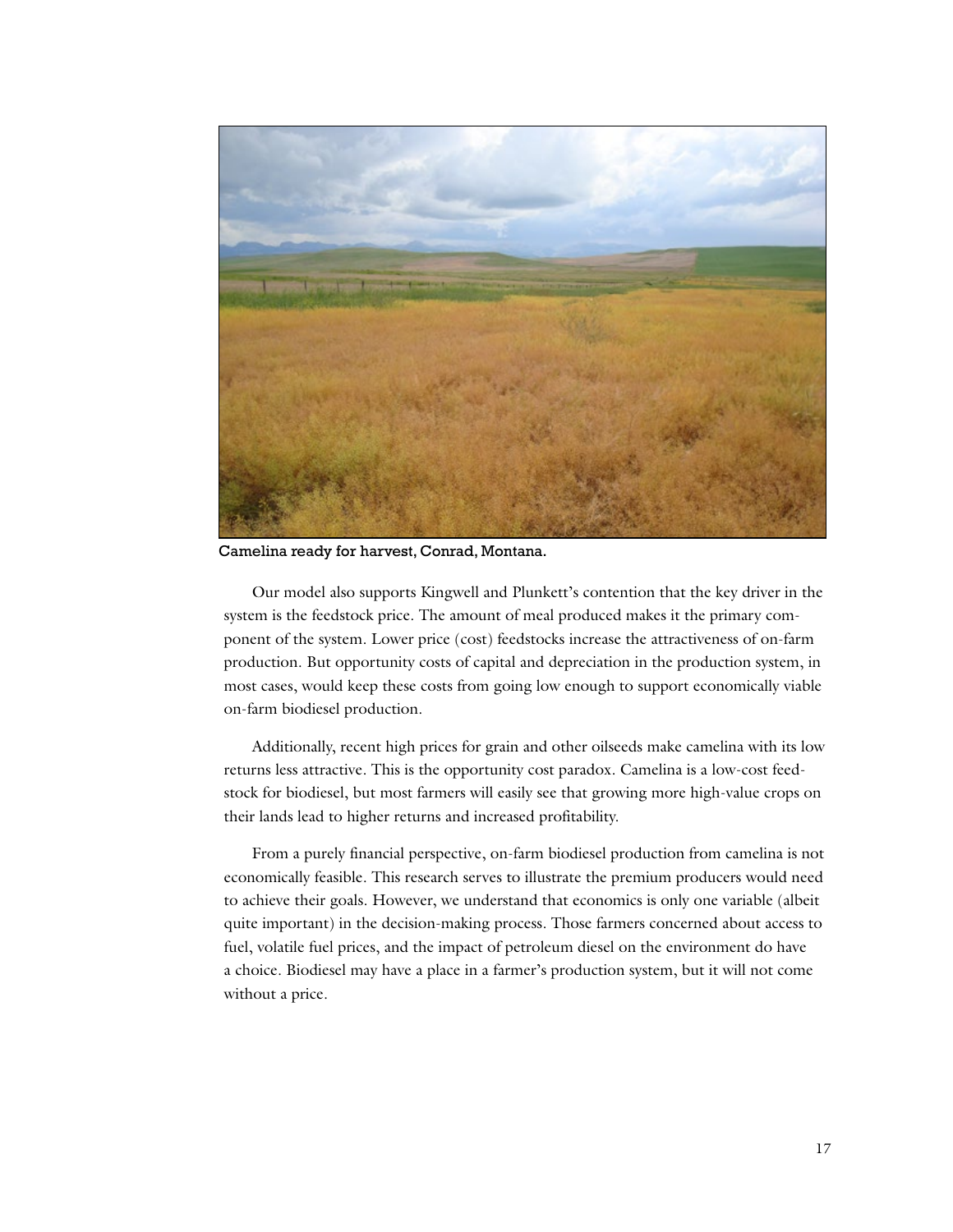Camelina ready for harvest, Conrad, Montana.

Our model also supports Kingwell and Plunkett's contention that the key driver in the system is the feedstock price. The amount of meal produced makes it the primary component of the system. Lower price (cost) feedstocks increase the attractiveness of on-farm production. But opportunity costs of capital and depreciation in the production system, in most cases, would keep these costs from going low enough to support economically viable on-farm biodiesel production.

Additionally, recent high prices for grain and other oilseeds make camelina with its low returns less attractive. This is the opportunity cost paradox. Camelina is a low-cost feedstock for biodiesel, but most farmers will easily see that growing more high-value crops on their lands lead to higher returns and increased profitability.

From a purely financial perspective, on-farm biodiesel production from camelina is not economically feasible. This research serves to illustrate the premium producers would need to achieve their goals. However, we understand that economics is only one variable (albeit quite important) in the decision-making process. Those farmers concerned about access to fuel, volatile fuel prices, and the impact of petroleum diesel on the environment do have a choice. Biodiesel may have a place in a farmer's production system, but it will not come without a price.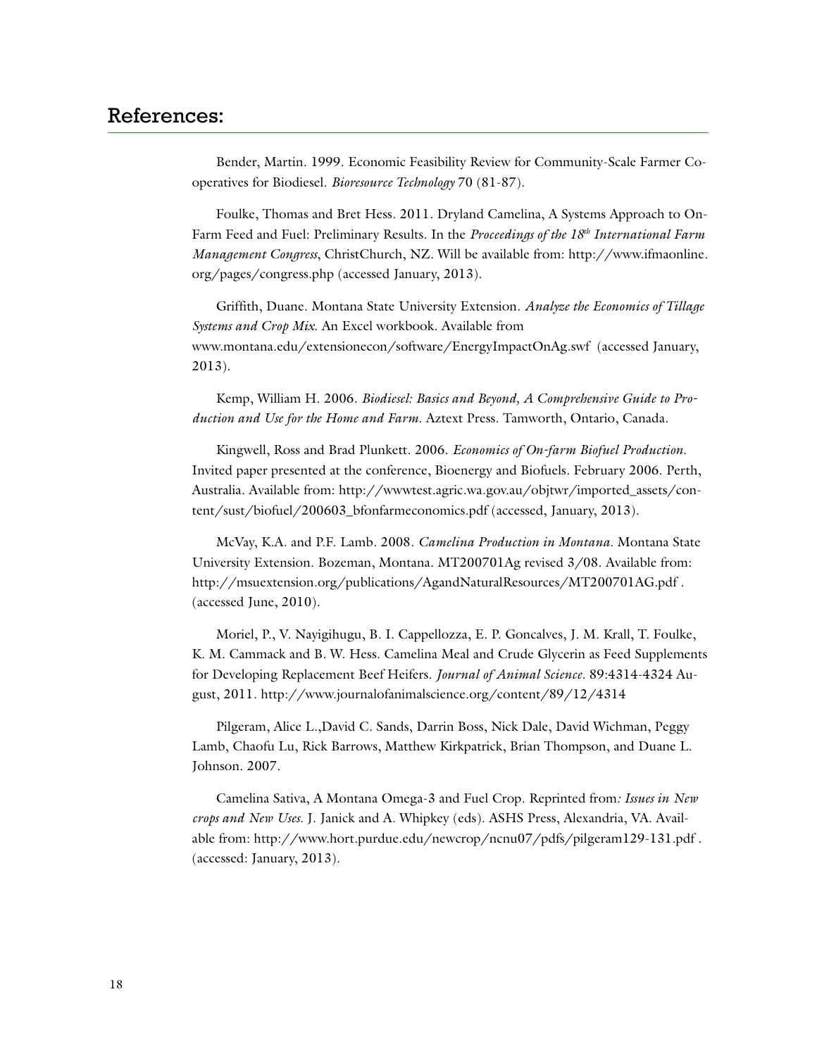## References:

Bender, Martin. 1999. Economic Feasibility Review for Community-Scale Farmer Cooperatives for Biodiesel. *Bioresource Technology* 70 (81-87).

Foulke, Thomas and Bret Hess. 2011. Dryland Camelina, A Systems Approach to On-Farm Feed and Fuel: Preliminary Results. In the *Proceedings of the 18th International Farm Management Congress*, ChristChurch, NZ. Will be available from: http://www.ifmaonline.org/pages/congress.php (accessed January, 2013).

Griffith, Duane. Montana State University Extension. *Analyze the Economics of Tillage Systems and Crop Mix*. An Excel workbook. Available from www.montana.edu/extensionecon/software/EnergyImpactOnAg.swf (accessed January, 2013).

Kemp, William H. 2006. *Biodiesel: Basics and Beyond, A Comprehensive Guide to Production and Use for the Home and Farm*. Aztext Press. Tamworth, Ontario, Canada.

Kingwell, Ross and Brad Plunkett. 2006. *Economics of On-farm Biofuel Production*. Invited paper presented at the conference, Bioenergy and Biofuels. February 2006. Perth, Australia. Available from: http://wwwtest.agric.wa.gov.au/objtwr/imported_assets/content/sust/biofuel/200603_bfonfarmeconomics.pdf (accessed, January, 2013).

McVay, K.A. and P.F. Lamb. 2008. *Camelina Production in Montana*. Montana State University Extension. Bozeman, Montana. MT200701Ag revised 3/08. Available from: http://msuextension.org/publications/AgandNaturalResources/MT200701AG.pdf . (accessed June, 2010).

Moriel, P., V. Nayigihugu, B. I. Cappellozza, E. P. Goncalves, J. M. Krall, T. Foulke, K. M. Cammack and B. W. Hess. Camelina Meal and Crude Glycerin as Feed Supplements for Developing Replacement Beef Heifers. *Journal of Animal Science*. 89:4314-4324 August, 2011. http://www.journalofanimalscience.org/content/89/12/4314

Pilgeram, Alice L.,David C. Sands, Darrin Boss, Nick Dale, David Wichman, Peggy Lamb, Chaofu Lu, Rick Barrows, Matthew Kirkpatrick, Brian Thompson, and Duane L. Johnson. 2007.

Camelina Sativa, A Montana Omega-3 and Fuel Crop. Reprinted from*: Issues in New crops and New Uses*. J. Janick and A. Whipkey (eds). ASHS Press, Alexandria, VA. Available from: http://www.hort.purdue.edu/newcrop/ncnu07/pdfs/pilgeram129-131.pdf . (accessed: January, 2013).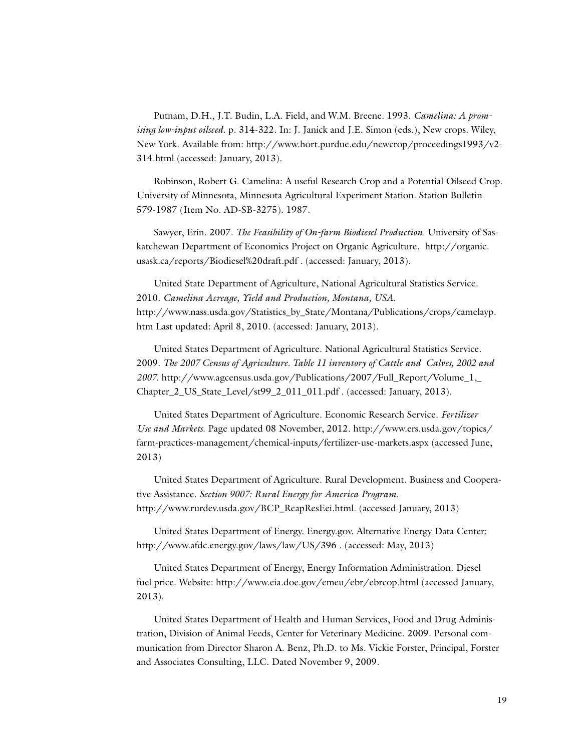Putnam, D.H., J.T. Budin, L.A. Field, and W.M. Breene. 1993. *Camelina: A promising low-input oilseed*. p. 314-322. In: J. Janick and J.E. Simon (eds.), New crops. Wiley, New York. Available from: http://www.hort.purdue.edu/newcrop/proceedings1993/v2-314.html (accessed: January, 2013).

Robinson, Robert G. Camelina: A useful Research Crop and a Potential Oilseed Crop. University of Minnesota, Minnesota Agricultural Experiment Station. Station Bulletin 579-1987 (Item No. AD-SB-3275). 1987.

Sawyer, Erin. 2007. *The Feasibility of On-farm Biodiesel Production*. University of Saskatchewan Department of Economics Project on Organic Agriculture. http://organic.usask.ca/reports/Biodiesel%20draft.pdf . (accessed: January, 2013).

United State Department of Agriculture, National Agricultural Statistics Service. 2010. *Camelina Acreage, Yield and Production, Montana, USA.* http://www.nass.usda.gov/Statistics_by_State/Montana/Publications/crops/camelayp.htm Last updated: April 8, 2010. (accessed: January, 2013).

United States Department of Agriculture. National Agricultural Statistics Service. 2009. *The 2007 Census of Agriculture. Table 11 inventory of Cattle and Calves, 2002 and 2007.* http://www.agcensus.usda.gov/Publications/2007/Full_Report/Volume_1,_Chapter_2_US_State_Level/st99_2_011_011.pdf . (accessed: January, 2013).

United States Department of Agriculture. Economic Research Service. *Fertilizer Use and Markets.* Page updated 08 November, 2012. http://www.ers.usda.gov/topics/farm-practices-management/chemical-inputs/fertilizer-use-markets.aspx (accessed June, 2013)

United States Department of Agriculture. Rural Development. Business and Cooperative Assistance. *Section 9007: Rural Energy for America Program.* http://www.rurdev.usda.gov/BCP_ReapResEei.html. (accessed January, 2013)

United States Department of Energy. Energy.gov. Alternative Energy Data Center: http://www.afdc.energy.gov/laws/law/US/396 . (accessed: May, 2013)

United States Department of Energy, Energy Information Administration. Diesel fuel price. Website: http://www.eia.doe.gov/emeu/ebr/ebrcop.html (accessed January, 2013).

United States Department of Health and Human Services, Food and Drug Administration, Division of Animal Feeds, Center for Veterinary Medicine. 2009. Personal communication from Director Sharon A. Benz, Ph.D. to Ms. Vickie Forster, Principal, Forster and Associates Consulting, LLC. Dated November 9, 2009.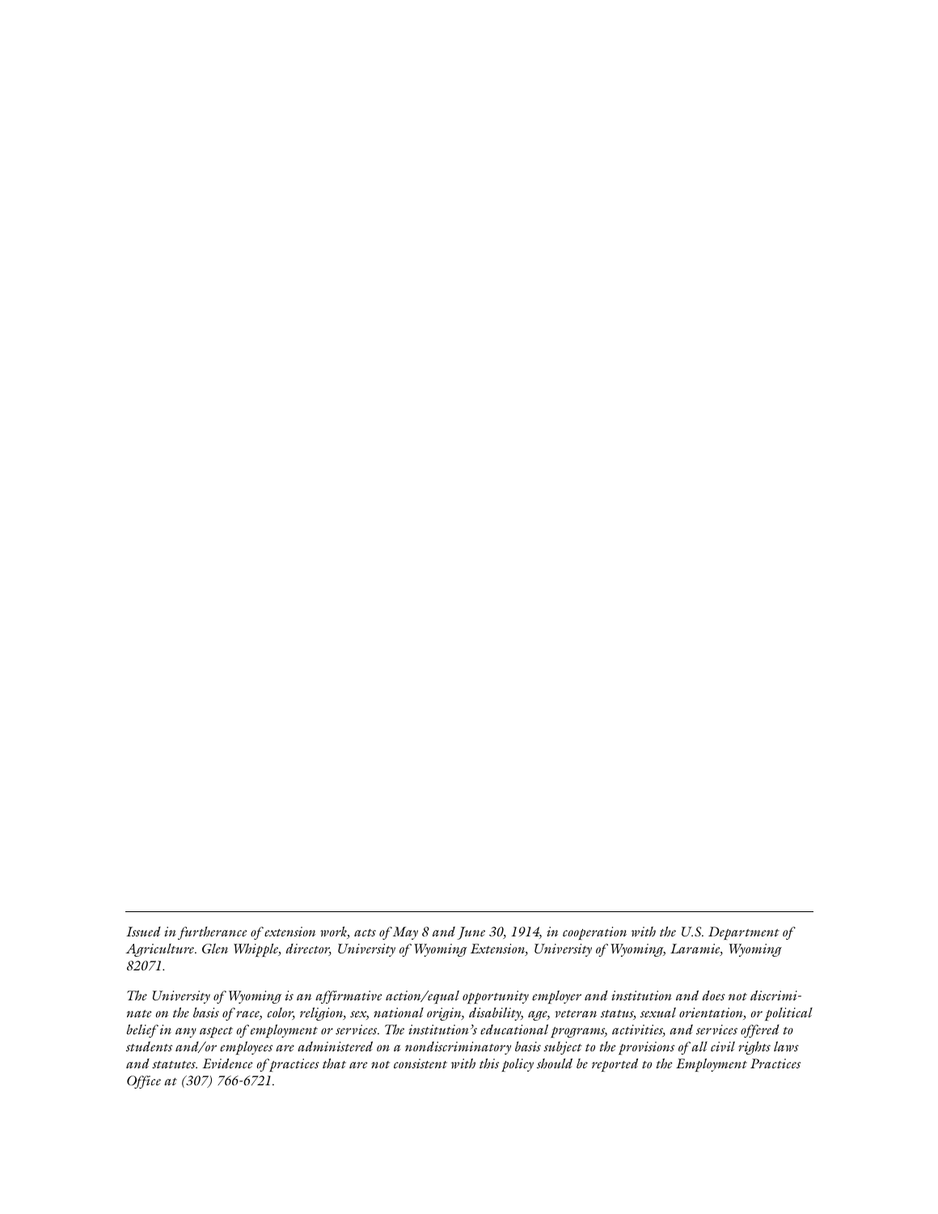---

*Issued in furtherance of extension work, acts of May 8 and June 30, 1914, in cooperation with the U.S. Department of Agriculture. Glen Whipple, director, University of Wyoming Extension, University of Wyoming, Laramie, Wyoming 82071.*

*The University of Wyoming is an affirmative action/equal opportunity employer and institution and does not discriminate on the basis of race, color, religion, sex, national origin, disability, age, veteran status, sexual orientation, or political belief in any aspect of employment or services. The institution's educational programs, activities, and services offered to students and/or employees are administered on a nondiscriminatory basis subject to the provisions of all civil rights laws and statutes. Evidence of practices that are not consistent with this policy should be reported to the Employment Practices Office at (307) 766-6721.*